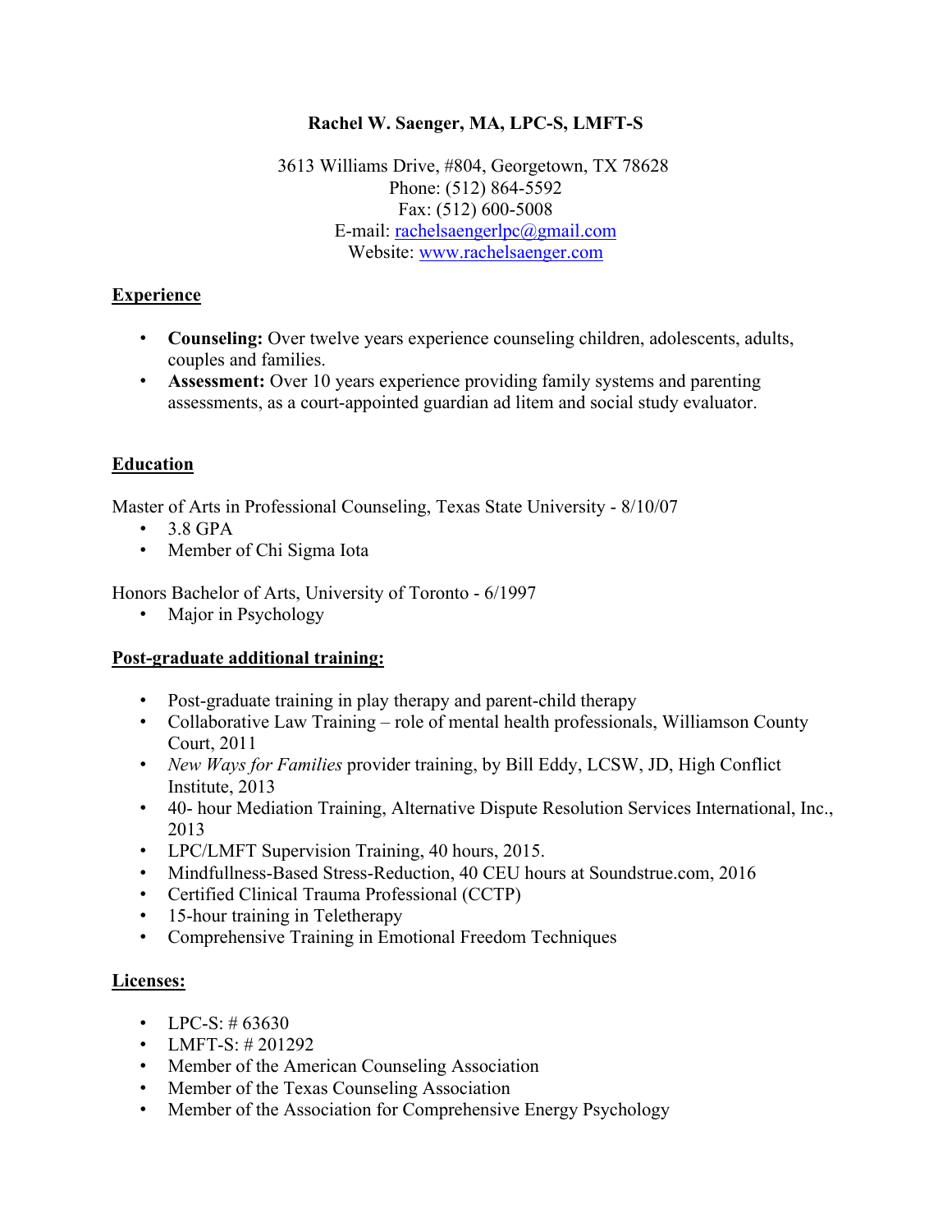**Rachel W. Saenger, MA, LPC-S, LMFT-S**

3613 Williams Drive, #804, Georgetown, TX 78628
Phone: (512) 864-5592
Fax: (512) 600-5008
E-mail: rachelsaengerlpc@gmail.com
Website: www.rachelsaenger.com

## Experience

- **Counseling:** Over twelve years experience counseling children, adolescents, adults, couples and families.
- **Assessment:** Over 10 years experience providing family systems and parenting assessments, as a court-appointed guardian ad litem and social study evaluator.

## Education

Master of Arts in Professional Counseling, Texas State University - 8/10/07

- 3.8 GPA
- Member of Chi Sigma Iota

Honors Bachelor of Arts, University of Toronto - 6/1997

- Major in Psychology

## Post-graduate additional training:

- Post-graduate training in play therapy and parent-child therapy
- Collaborative Law Training – role of mental health professionals, Williamson County Court, 2011
- *New Ways for Families* provider training, by Bill Eddy, LCSW, JD, High Conflict Institute, 2013
- 40- hour Mediation Training, Alternative Dispute Resolution Services International, Inc., 2013
- LPC/LMFT Supervision Training, 40 hours, 2015.
- Mindfullness-Based Stress-Reduction, 40 CEU hours at Soundstrue.com, 2016
- Certified Clinical Trauma Professional (CCTP)
- 15-hour training in Teletherapy
- Comprehensive Training in Emotional Freedom Techniques

## Licenses:

- LPC-S: # 63630
- LMFT-S: # 201292
- Member of the American Counseling Association
- Member of the Texas Counseling Association
- Member of the Association for Comprehensive Energy Psychology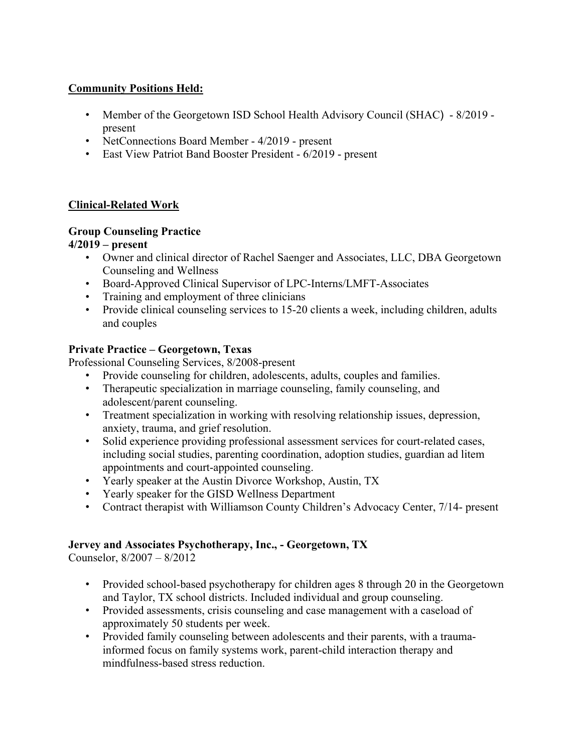**Community Positions Held:**

- Member of the Georgetown ISD School Health Advisory Council (SHAC) - 8/2019 - present
- NetConnections Board Member - 4/2019 - present
- East View Patriot Band Booster President - 6/2019 - present

**Clinical-Related Work**

**Group Counseling Practice**
**4/2019 – present**

- Owner and clinical director of Rachel Saenger and Associates, LLC, DBA Georgetown Counseling and Wellness
- Board-Approved Clinical Supervisor of LPC-Interns/LMFT-Associates
- Training and employment of three clinicians
- Provide clinical counseling services to 15-20 clients a week, including children, adults and couples

**Private Practice – Georgetown, Texas**
Professional Counseling Services, 8/2008-present

- Provide counseling for children, adolescents, adults, couples and families.
- Therapeutic specialization in marriage counseling, family counseling, and adolescent/parent counseling.
- Treatment specialization in working with resolving relationship issues, depression, anxiety, trauma, and grief resolution.
- Solid experience providing professional assessment services for court-related cases, including social studies, parenting coordination, adoption studies, guardian ad litem appointments and court-appointed counseling.
- Yearly speaker at the Austin Divorce Workshop, Austin, TX
- Yearly speaker for the GISD Wellness Department
- Contract therapist with Williamson County Children's Advocacy Center, 7/14- present

**Jervey and Associates Psychotherapy, Inc., - Georgetown, TX**
Counselor, 8/2007 – 8/2012

- Provided school-based psychotherapy for children ages 8 through 20 in the Georgetown and Taylor, TX school districts. Included individual and group counseling.
- Provided assessments, crisis counseling and case management with a caseload of approximately 50 students per week.
- Provided family counseling between adolescents and their parents, with a trauma-informed focus on family systems work, parent-child interaction therapy and mindfulness-based stress reduction.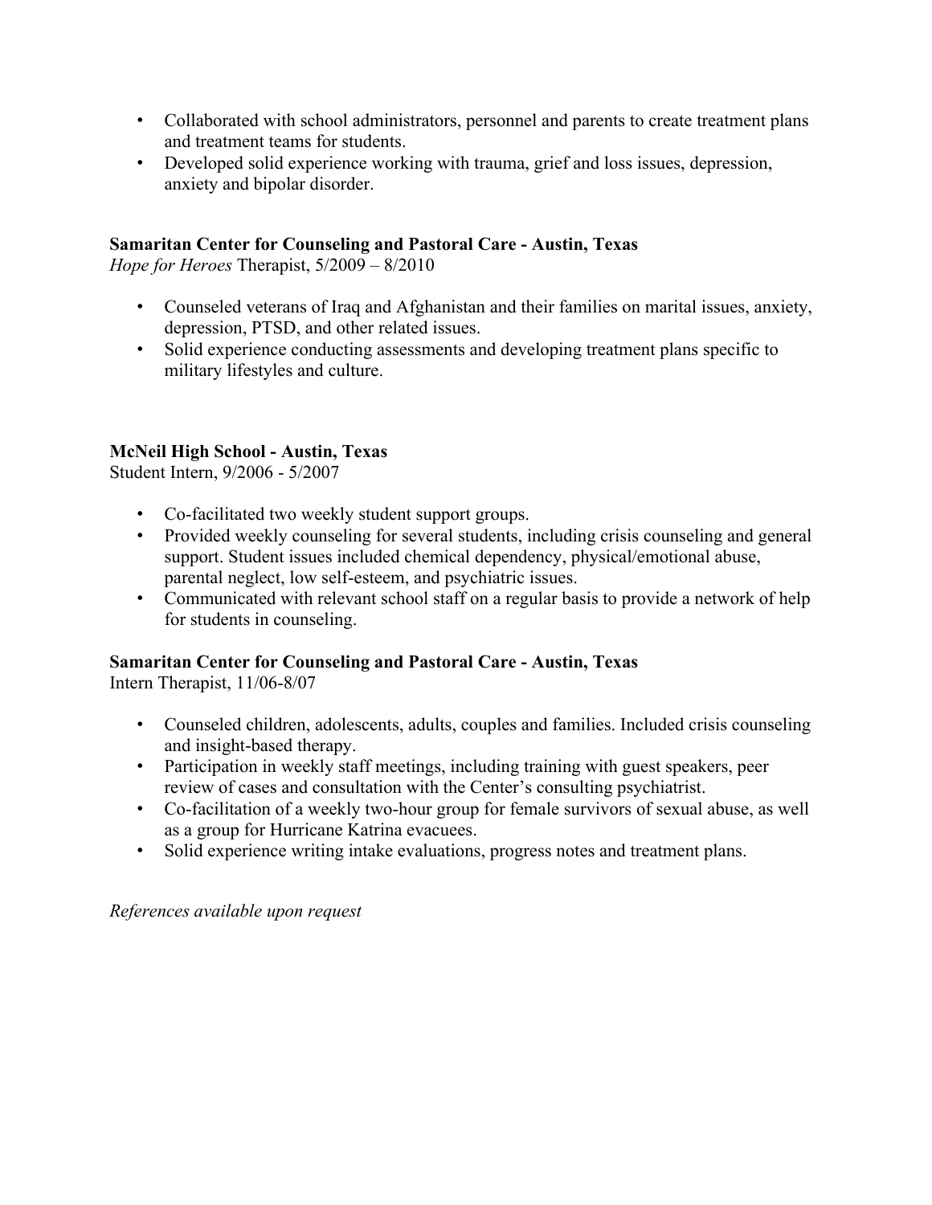- Collaborated with school administrators, personnel and parents to create treatment plans and treatment teams for students.
- Developed solid experience working with trauma, grief and loss issues, depression, anxiety and bipolar disorder.

**Samaritan Center for Counseling and Pastoral Care - Austin, Texas**
*Hope for Heroes* Therapist, 5/2009 – 8/2010

- Counseled veterans of Iraq and Afghanistan and their families on marital issues, anxiety, depression, PTSD, and other related issues.
- Solid experience conducting assessments and developing treatment plans specific to military lifestyles and culture.

**McNeil High School - Austin, Texas**
Student Intern, 9/2006 - 5/2007

- Co-facilitated two weekly student support groups.
- Provided weekly counseling for several students, including crisis counseling and general support. Student issues included chemical dependency, physical/emotional abuse, parental neglect, low self-esteem, and psychiatric issues.
- Communicated with relevant school staff on a regular basis to provide a network of help for students in counseling.

**Samaritan Center for Counseling and Pastoral Care - Austin, Texas**
Intern Therapist, 11/06-8/07

- Counseled children, adolescents, adults, couples and families. Included crisis counseling and insight-based therapy.
- Participation in weekly staff meetings, including training with guest speakers, peer review of cases and consultation with the Center's consulting psychiatrist.
- Co-facilitation of a weekly two-hour group for female survivors of sexual abuse, as well as a group for Hurricane Katrina evacuees.
- Solid experience writing intake evaluations, progress notes and treatment plans.

*References available upon request*